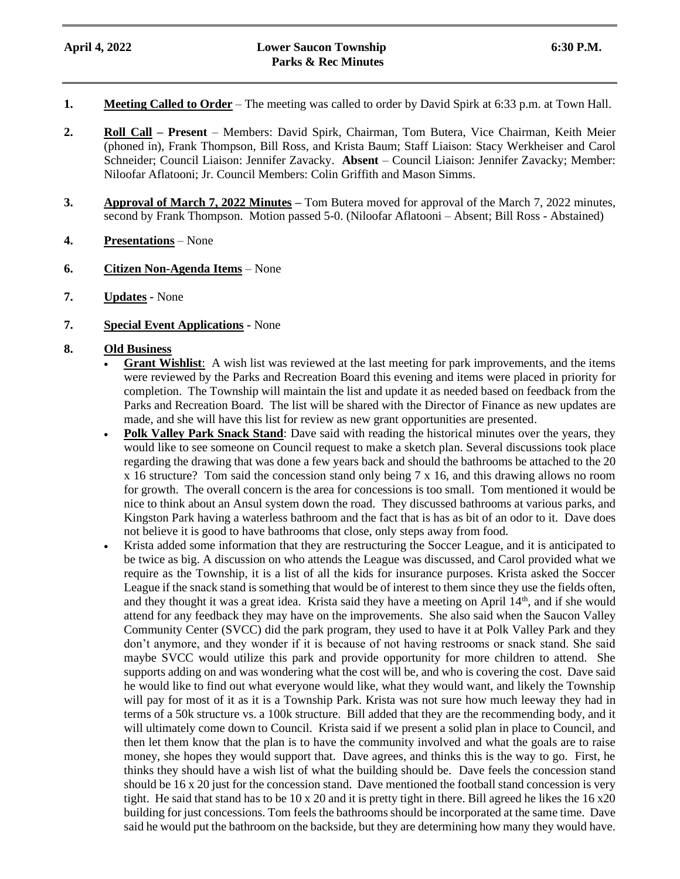**April 4, 2022** | **Lower Saucon Township Parks & Rec Minutes** | **6:30 P.M.**

---

1. **Meeting Called to Order** – The meeting was called to order by David Spirk at 6:33 p.m. at Town Hall.

2. **Roll Call – Present** – Members: David Spirk, Chairman, Tom Butera, Vice Chairman, Keith Meier (phoned in), Frank Thompson, Bill Ross, and Krista Baum; Staff Liaison: Stacy Werkheiser and Carol Schneider; Council Liaison: Jennifer Zavacky. **Absent** – Council Liaison: Jennifer Zavacky; Member: Niloofar Aflatooni; Jr. Council Members: Colin Griffith and Mason Simms.

3. **Approval of March 7, 2022 Minutes –** Tom Butera moved for approval of the March 7, 2022 minutes, second by Frank Thompson. Motion passed 5-0. (Niloofar Aflatooni – Absent; Bill Ross - Abstained)

4. **Presentations** – None

6. **Citizen Non-Agenda Items** – None

7. **Updates -** None

7. **Special Event Applications -** None

8. **Old Business**
   - **Grant Wishlist**: A wish list was reviewed at the last meeting for park improvements, and the items were reviewed by the Parks and Recreation Board this evening and items were placed in priority for completion. The Township will maintain the list and update it as needed based on feedback from the Parks and Recreation Board. The list will be shared with the Director of Finance as new updates are made, and she will have this list for review as new grant opportunities are presented.
   - **Polk Valley Park Snack Stand**: Dave said with reading the historical minutes over the years, they would like to see someone on Council request to make a sketch plan. Several discussions took place regarding the drawing that was done a few years back and should the bathrooms be attached to the 20 x 16 structure? Tom said the concession stand only being 7 x 16, and this drawing allows no room for growth. The overall concern is the area for concessions is too small. Tom mentioned it would be nice to think about an Ansul system down the road. They discussed bathrooms at various parks, and Kingston Park having a waterless bathroom and the fact that is has as bit of an odor to it. Dave does not believe it is good to have bathrooms that close, only steps away from food.
   - Krista added some information that they are restructuring the Soccer League, and it is anticipated to be twice as big. A discussion on who attends the League was discussed, and Carol provided what we require as the Township, it is a list of all the kids for insurance purposes. Krista asked the Soccer League if the snack stand is something that would be of interest to them since they use the fields often, and they thought it was a great idea. Krista said they have a meeting on April 14th, and if she would attend for any feedback they may have on the improvements. She also said when the Saucon Valley Community Center (SVCC) did the park program, they used to have it at Polk Valley Park and they don't anymore, and they wonder if it is because of not having restrooms or snack stand. She said maybe SVCC would utilize this park and provide opportunity for more children to attend. She supports adding on and was wondering what the cost will be, and who is covering the cost. Dave said he would like to find out what everyone would like, what they would want, and likely the Township will pay for most of it as it is a Township Park. Krista was not sure how much leeway they had in terms of a 50k structure vs. a 100k structure. Bill added that they are the recommending body, and it will ultimately come down to Council. Krista said if we present a solid plan in place to Council, and then let them know that the plan is to have the community involved and what the goals are to raise money, she hopes they would support that. Dave agrees, and thinks this is the way to go. First, he thinks they should have a wish list of what the building should be. Dave feels the concession stand should be 16 x 20 just for the concession stand. Dave mentioned the football stand concession is very tight. He said that stand has to be 10 x 20 and it is pretty tight in there. Bill agreed he likes the 16 x20 building for just concessions. Tom feels the bathrooms should be incorporated at the same time. Dave said he would put the bathroom on the backside, but they are determining how many they would have.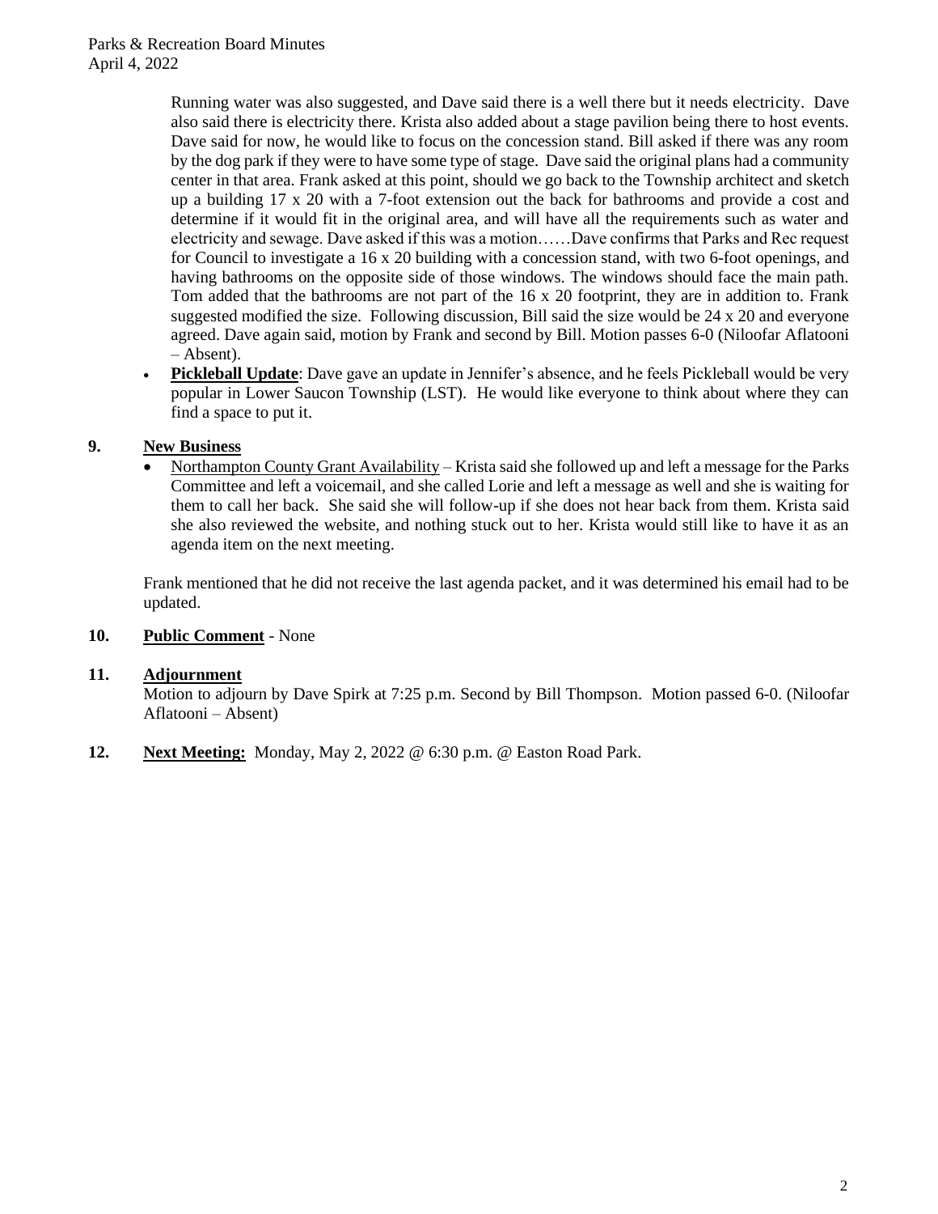Running water was also suggested, and Dave said there is a well there but it needs electricity. Dave also said there is electricity there. Krista also added about a stage pavilion being there to host events. Dave said for now, he would like to focus on the concession stand. Bill asked if there was any room by the dog park if they were to have some type of stage. Dave said the original plans had a community center in that area. Frank asked at this point, should we go back to the Township architect and sketch up a building 17 x 20 with a 7-foot extension out the back for bathrooms and provide a cost and determine if it would fit in the original area, and will have all the requirements such as water and electricity and sewage. Dave asked if this was a motion……Dave confirms that Parks and Rec request for Council to investigate a 16 x 20 building with a concession stand, with two 6-foot openings, and having bathrooms on the opposite side of those windows. The windows should face the main path. Tom added that the bathrooms are not part of the 16 x 20 footprint, they are in addition to. Frank suggested modified the size. Following discussion, Bill said the size would be 24 x 20 and everyone agreed. Dave again said, motion by Frank and second by Bill. Motion passes 6-0 (Niloofar Aflatooni – Absent).

- **Pickleball Update**: Dave gave an update in Jennifer's absence, and he feels Pickleball would be very popular in Lower Saucon Township (LST). He would like everyone to think about where they can find a space to put it.

## 9. New Business

- Northampton County Grant Availability – Krista said she followed up and left a message for the Parks Committee and left a voicemail, and she called Lorie and left a message as well and she is waiting for them to call her back. She said she will follow-up if she does not hear back from them. Krista said she also reviewed the website, and nothing stuck out to her. Krista would still like to have it as an agenda item on the next meeting.

Frank mentioned that he did not receive the last agenda packet, and it was determined his email had to be updated.

## 10. Public Comment - None

## 11. Adjournment

Motion to adjourn by Dave Spirk at 7:25 p.m. Second by Bill Thompson. Motion passed 6-0. (Niloofar Aflatooni – Absent)

## 12. Next Meeting: Monday, May 2, 2022 @ 6:30 p.m. @ Easton Road Park.